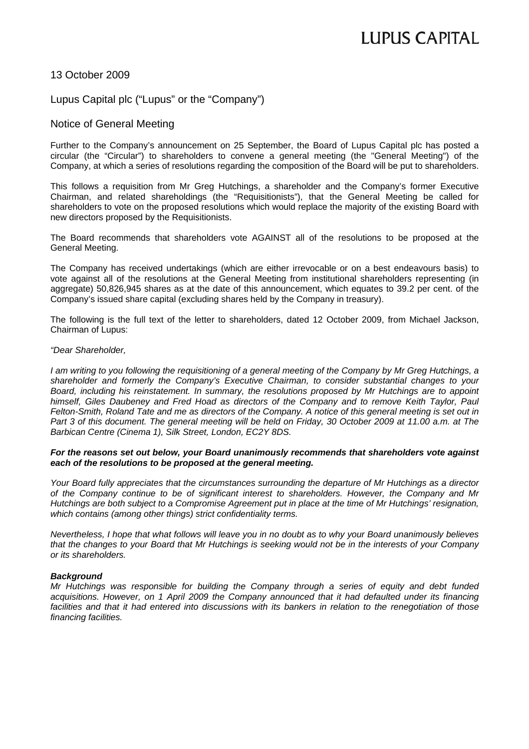# LUPUS CAPITAL

13 October 2009

Lupus Capital plc ("Lupus" or the "Company")

## Notice of General Meeting

Further to the Company's announcement on 25 September, the Board of Lupus Capital plc has posted a circular (the "Circular") to shareholders to convene a general meeting (the "General Meeting") of the Company, at which a series of resolutions regarding the composition of the Board will be put to shareholders.

This follows a requisition from Mr Greg Hutchings, a shareholder and the Company's former Executive Chairman, and related shareholdings (the "Requisitionists"), that the General Meeting be called for shareholders to vote on the proposed resolutions which would replace the majority of the existing Board with new directors proposed by the Requisitionists.

The Board recommends that shareholders vote AGAINST all of the resolutions to be proposed at the General Meeting.

The Company has received undertakings (which are either irrevocable or on a best endeavours basis) to vote against all of the resolutions at the General Meeting from institutional shareholders representing (in aggregate) 50,826,945 shares as at the date of this announcement, which equates to 39.2 per cent. of the Company's issued share capital (excluding shares held by the Company in treasury).

The following is the full text of the letter to shareholders, dated 12 October 2009, from Michael Jackson, Chairman of Lupus:

*"Dear Shareholder,*

*I am writing to you following the requisitioning of a general meeting of the Company by Mr Greg Hutchings, a shareholder and formerly the Company's Executive Chairman, to consider substantial changes to your Board, including his reinstatement. In summary, the resolutions proposed by Mr Hutchings are to appoint himself, Giles Daubeney and Fred Hoad as directors of the Company and to remove Keith Taylor, Paul Felton-Smith, Roland Tate and me as directors of the Company. A notice of this general meeting is set out in Part 3 of this document. The general meeting will be held on Friday, 30 October 2009 at 11.00 a.m. at The Barbican Centre (Cinema 1), Silk Street, London, EC2Y 8DS.*

***For the reasons set out below, your Board unanimously recommends that shareholders vote against each of the resolutions to be proposed at the general meeting.***

*Your Board fully appreciates that the circumstances surrounding the departure of Mr Hutchings as a director of the Company continue to be of significant interest to shareholders. However, the Company and Mr Hutchings are both subject to a Compromise Agreement put in place at the time of Mr Hutchings' resignation, which contains (among other things) strict confidentiality terms.*

*Nevertheless, I hope that what follows will leave you in no doubt as to why your Board unanimously believes that the changes to your Board that Mr Hutchings is seeking would not be in the interests of your Company or its shareholders.*

***Background***

*Mr Hutchings was responsible for building the Company through a series of equity and debt funded acquisitions. However, on 1 April 2009 the Company announced that it had defaulted under its financing facilities and that it had entered into discussions with its bankers in relation to the renegotiation of those financing facilities.*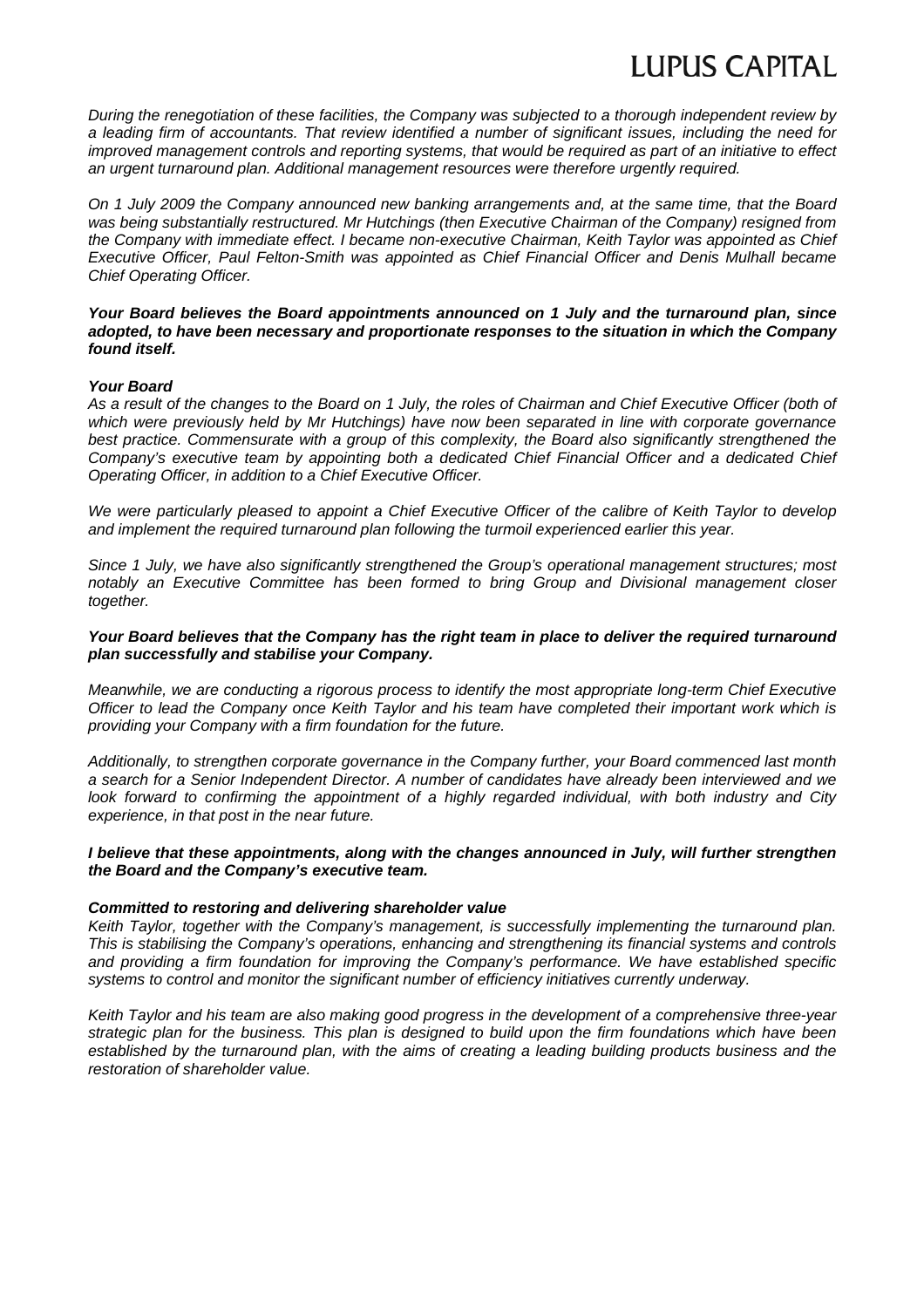*During the renegotiation of these facilities, the Company was subjected to a thorough independent review by a leading firm of accountants. That review identified a number of significant issues, including the need for improved management controls and reporting systems, that would be required as part of an initiative to effect an urgent turnaround plan. Additional management resources were therefore urgently required.*

*On 1 July 2009 the Company announced new banking arrangements and, at the same time, that the Board was being substantially restructured. Mr Hutchings (then Executive Chairman of the Company) resigned from the Company with immediate effect. I became non-executive Chairman, Keith Taylor was appointed as Chief Executive Officer, Paul Felton-Smith was appointed as Chief Financial Officer and Denis Mulhall became Chief Operating Officer.*

***Your Board believes the Board appointments announced on 1 July and the turnaround plan, since adopted, to have been necessary and proportionate responses to the situation in which the Company found itself.***

***Your Board***

*As a result of the changes to the Board on 1 July, the roles of Chairman and Chief Executive Officer (both of which were previously held by Mr Hutchings) have now been separated in line with corporate governance best practice. Commensurate with a group of this complexity, the Board also significantly strengthened the Company's executive team by appointing both a dedicated Chief Financial Officer and a dedicated Chief Operating Officer, in addition to a Chief Executive Officer.*

*We were particularly pleased to appoint a Chief Executive Officer of the calibre of Keith Taylor to develop and implement the required turnaround plan following the turmoil experienced earlier this year.*

*Since 1 July, we have also significantly strengthened the Group's operational management structures; most notably an Executive Committee has been formed to bring Group and Divisional management closer together.*

***Your Board believes that the Company has the right team in place to deliver the required turnaround plan successfully and stabilise your Company.***

*Meanwhile, we are conducting a rigorous process to identify the most appropriate long-term Chief Executive Officer to lead the Company once Keith Taylor and his team have completed their important work which is providing your Company with a firm foundation for the future.*

*Additionally, to strengthen corporate governance in the Company further, your Board commenced last month a search for a Senior Independent Director. A number of candidates have already been interviewed and we look forward to confirming the appointment of a highly regarded individual, with both industry and City experience, in that post in the near future.*

***I believe that these appointments, along with the changes announced in July, will further strengthen the Board and the Company's executive team.***

***Committed to restoring and delivering shareholder value***

*Keith Taylor, together with the Company's management, is successfully implementing the turnaround plan. This is stabilising the Company's operations, enhancing and strengthening its financial systems and controls and providing a firm foundation for improving the Company's performance. We have established specific systems to control and monitor the significant number of efficiency initiatives currently underway.*

*Keith Taylor and his team are also making good progress in the development of a comprehensive three-year strategic plan for the business. This plan is designed to build upon the firm foundations which have been established by the turnaround plan, with the aims of creating a leading building products business and the restoration of shareholder value.*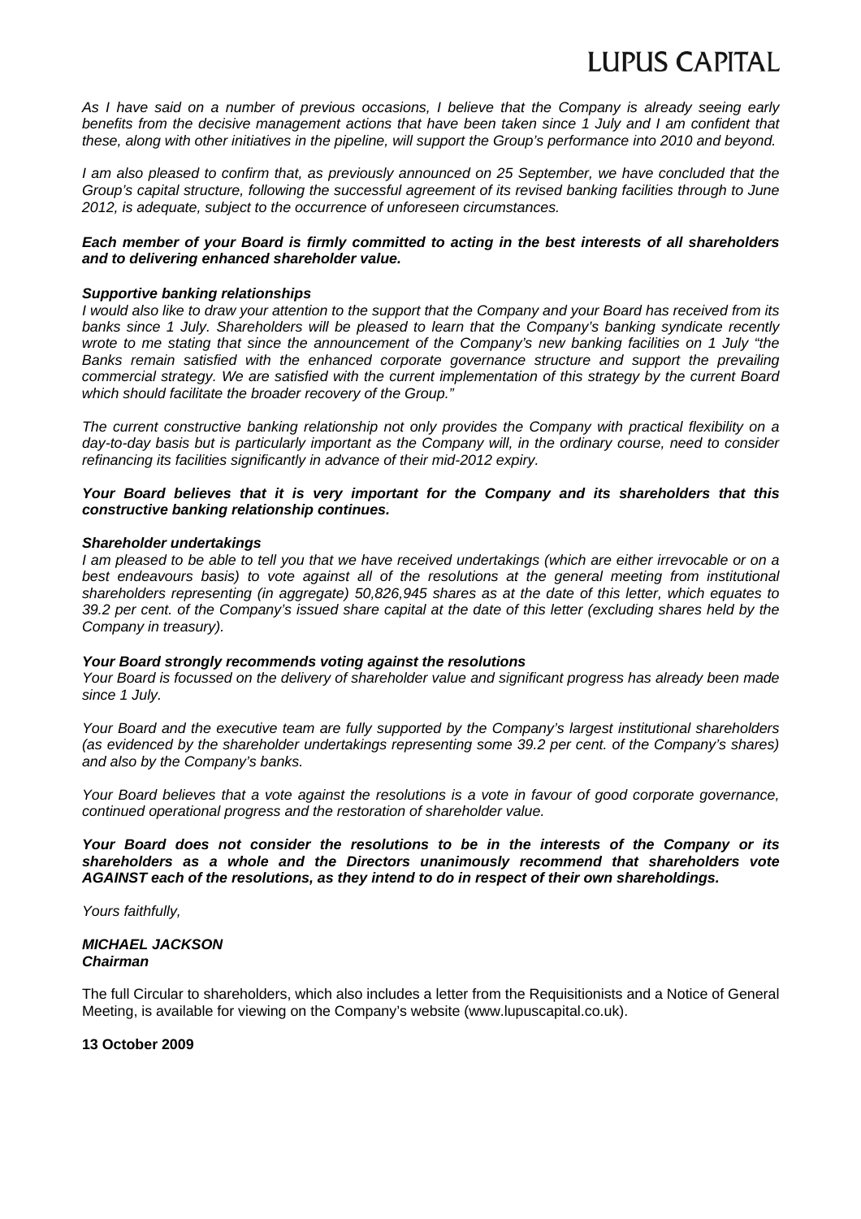*As I have said on a number of previous occasions, I believe that the Company is already seeing early benefits from the decisive management actions that have been taken since 1 July and I am confident that these, along with other initiatives in the pipeline, will support the Group's performance into 2010 and beyond.*

*I am also pleased to confirm that, as previously announced on 25 September, we have concluded that the Group's capital structure, following the successful agreement of its revised banking facilities through to June 2012, is adequate, subject to the occurrence of unforeseen circumstances.*

***Each member of your Board is firmly committed to acting in the best interests of all shareholders and to delivering enhanced shareholder value.***

***Supportive banking relationships***

*I would also like to draw your attention to the support that the Company and your Board has received from its banks since 1 July. Shareholders will be pleased to learn that the Company's banking syndicate recently wrote to me stating that since the announcement of the Company's new banking facilities on 1 July "the Banks remain satisfied with the enhanced corporate governance structure and support the prevailing commercial strategy. We are satisfied with the current implementation of this strategy by the current Board which should facilitate the broader recovery of the Group."*

*The current constructive banking relationship not only provides the Company with practical flexibility on a day-to-day basis but is particularly important as the Company will, in the ordinary course, need to consider refinancing its facilities significantly in advance of their mid-2012 expiry.*

***Your Board believes that it is very important for the Company and its shareholders that this constructive banking relationship continues.***

***Shareholder undertakings***

*I am pleased to be able to tell you that we have received undertakings (which are either irrevocable or on a best endeavours basis) to vote against all of the resolutions at the general meeting from institutional shareholders representing (in aggregate) 50,826,945 shares as at the date of this letter, which equates to 39.2 per cent. of the Company's issued share capital at the date of this letter (excluding shares held by the Company in treasury).*

***Your Board strongly recommends voting against the resolutions***

*Your Board is focussed on the delivery of shareholder value and significant progress has already been made since 1 July.*

*Your Board and the executive team are fully supported by the Company's largest institutional shareholders (as evidenced by the shareholder undertakings representing some 39.2 per cent. of the Company's shares) and also by the Company's banks.*

*Your Board believes that a vote against the resolutions is a vote in favour of good corporate governance, continued operational progress and the restoration of shareholder value.*

***Your Board does not consider the resolutions to be in the interests of the Company or its shareholders as a whole and the Directors unanimously recommend that shareholders vote AGAINST each of the resolutions, as they intend to do in respect of their own shareholdings.***

*Yours faithfully,*

***MICHAEL JACKSON***
***Chairman***

The full Circular to shareholders, which also includes a letter from the Requisitionists and a Notice of General Meeting, is available for viewing on the Company's website (www.lupuscapital.co.uk).

**13 October 2009**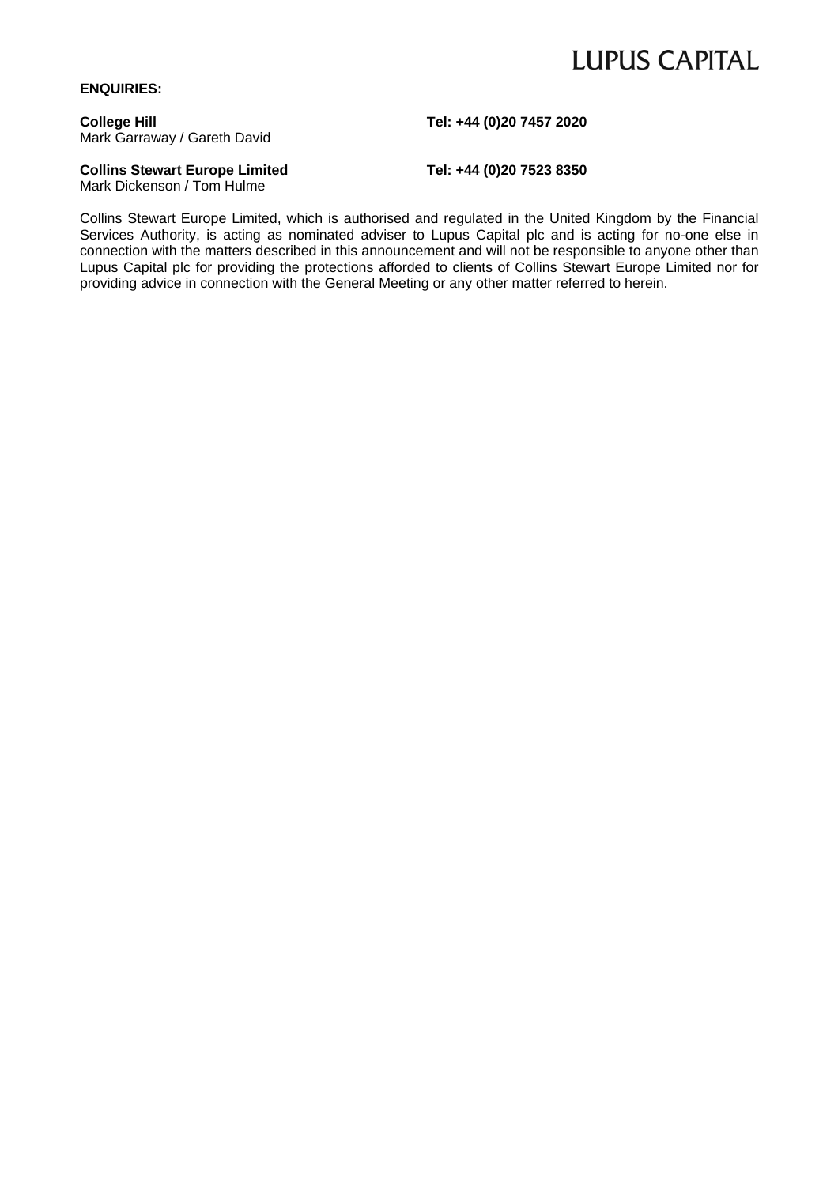**ENQUIRIES:**

**College Hill** **Tel: +44 (0)20 7457 2020**
Mark Garraway / Gareth David

**Collins Stewart Europe Limited** **Tel: +44 (0)20 7523 8350**
Mark Dickenson / Tom Hulme

Collins Stewart Europe Limited, which is authorised and regulated in the United Kingdom by the Financial Services Authority, is acting as nominated adviser to Lupus Capital plc and is acting for no-one else in connection with the matters described in this announcement and will not be responsible to anyone other than Lupus Capital plc for providing the protections afforded to clients of Collins Stewart Europe Limited nor for providing advice in connection with the General Meeting or any other matter referred to herein.